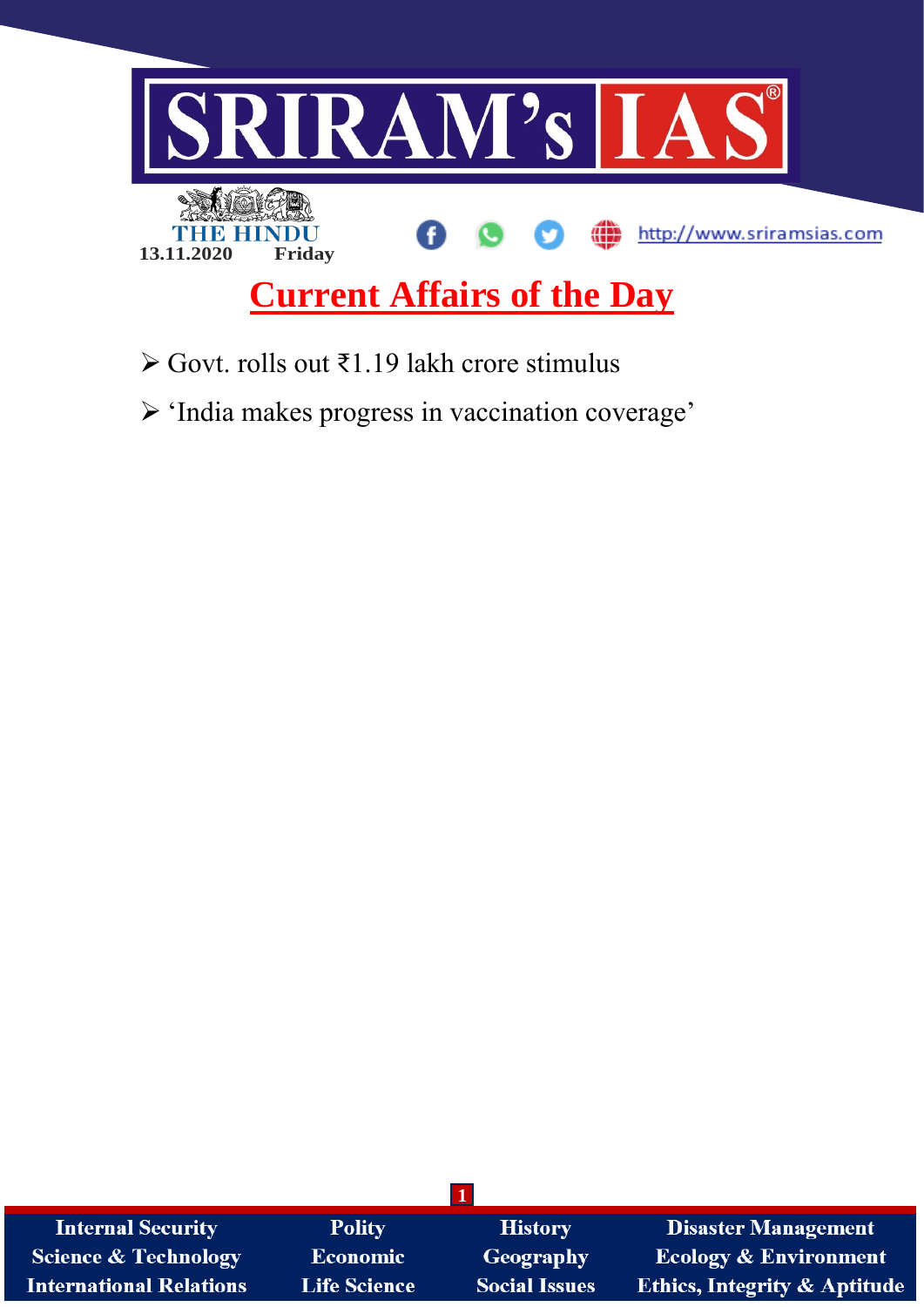SRIRAM's IAS

THE HINDU

13.11.2020 Friday

http://www.sriramsias.com

# Current Affairs of the Day

- Govt. rolls out ₹1.19 lakh crore stimulus
- 'India makes progress in vaccination coverage'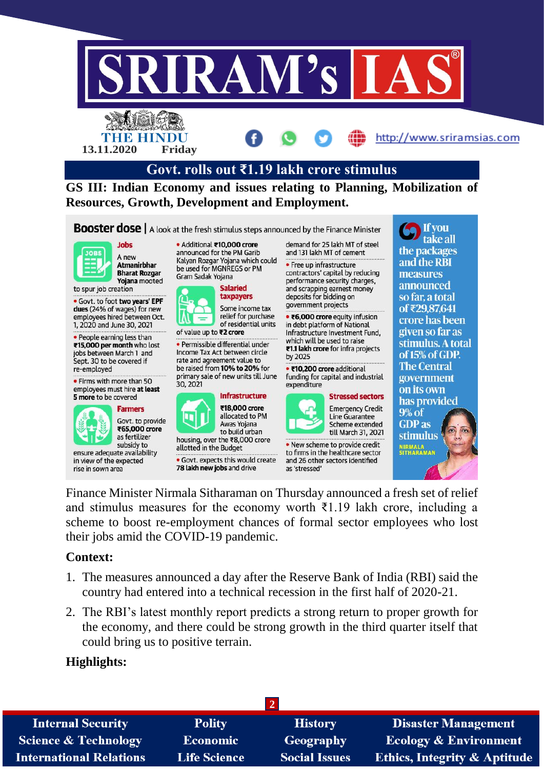THE HINDU
13.11.2020 Friday

## Govt. rolls out ₹1.19 lakh crore stimulus

**GS III: Indian Economy and issues relating to Planning, Mobilization of Resources, Growth, Development and Employment.**

**Booster dose** | A look at the fresh stimulus steps announced by the Finance Minister

**Jobs**

A new **Atmanirbhar Bharat Rozgar Yojana** mooted to spur job creation

- Govt. to foot **two years' EPF dues** (24% of wages) for new employees hired between Oct. 1, 2020 and June 30, 2021
- People earning less than **₹15,000 per month** who lost jobs between March 1 and Sept. 30 to be covered if re-employed
- Firms with more than 50 employees must hire **at least 5 more** to be covered

**Farmers**

Govt. to provide **₹65,000 crore** as fertilizer subsidy to ensure adequate availability in view of the expected rise in sown area

- Additional **₹10,000 crore** announced for the PM Garib Kalyan Rozgar Yojana which could be used for MGNREGS or PM Gram Sadak Yojana

**Salaried taxpayers**

Some income tax relief for purchase of residential units of value up to **₹2 crore**

- Permissible differential under Income Tax Act between circle rate and agreement value to be raised from **10% to 20%** for primary sale of new units till June 30, 2021

**Infrastructure**

**₹18,000 crore** allocated to PM Awas Yojana to build urban housing, over the ₹8,000 crore allotted in the Budget

- Govt. expects this would create **78 lakh new jobs** and drive demand for 25 lakh MT of steel and 131 lakh MT of cement
- Free up infrastructure contractors' capital by reducing performance security charges, and scrapping earnest money deposits for bidding on government projects
- **₹6,000 crore** equity infusion in debt platform of National Infrastructure Investment Fund, which will be used to raise **₹1.1 lakh crore** for infra projects by 2025
- **₹10,200 crore** additional funding for capital and industrial expenditure

**Stressed sectors**

Emergency Credit Line Guarantee Scheme extended till March 31, 2021

- New scheme to provide credit to firms in the healthcare sector and 26 other sectors identified as 'stressed'

**If you take all the packages and the RBI measures announced so far, a total of ₹29,87,641 crore has been given so far as stimulus. A total of 15% of GDP. The Central government on its own has provided 9% of GDP as stimulus**

NIRMALA SITHARAMAN

Finance Minister Nirmala Sitharaman on Thursday announced a fresh set of relief and stimulus measures for the economy worth ₹1.19 lakh crore, including a scheme to boost re-employment chances of formal sector employees who lost their jobs amid the COVID-19 pandemic.

### Context:

1. The measures announced a day after the Reserve Bank of India (RBI) said the country had entered into a technical recession in the first half of 2020-21.
2. The RBI's latest monthly report predicts a strong return to proper growth for the economy, and there could be strong growth in the third quarter itself that could bring us to positive terrain.

### Highlights: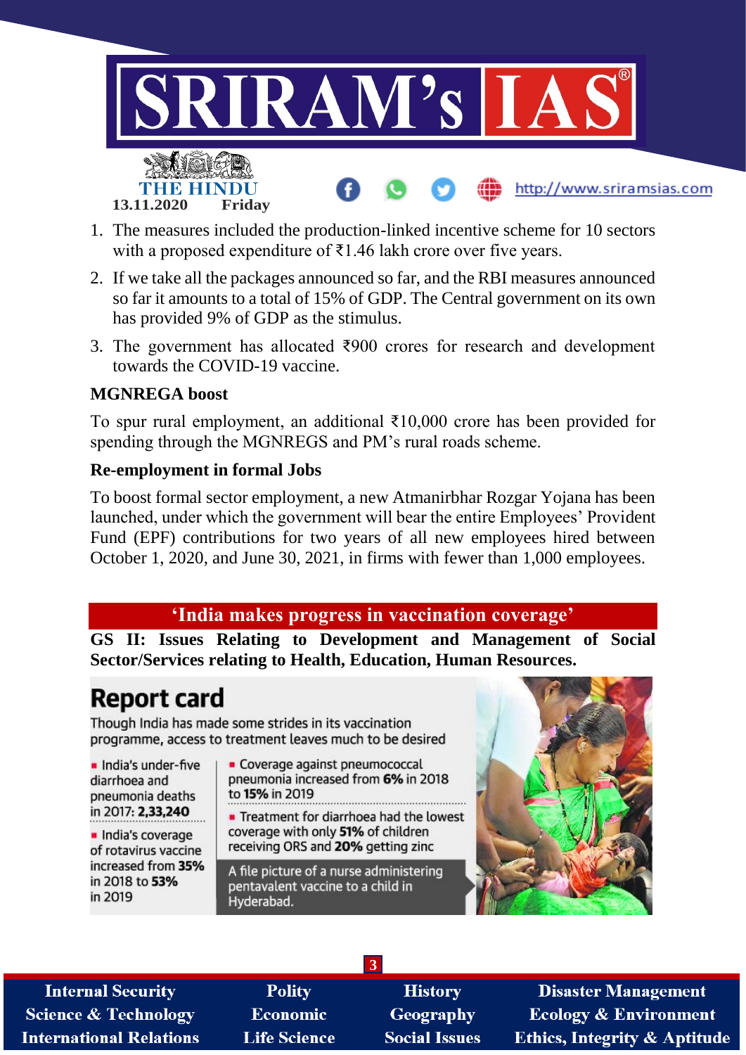1. The measures included the production-linked incentive scheme for 10 sectors with a proposed expenditure of ₹1.46 lakh crore over five years.
2. If we take all the packages announced so far, and the RBI measures announced so far it amounts to a total of 15% of GDP. The Central government on its own has provided 9% of GDP as the stimulus.
3. The government has allocated ₹900 crores for research and development towards the COVID-19 vaccine.

**MGNREGA boost**

To spur rural employment, an additional ₹10,000 crore has been provided for spending through the MGNREGS and PM's rural roads scheme.

**Re-employment in formal Jobs**

To boost formal sector employment, a new Atmanirbhar Rozgar Yojana has been launched, under which the government will bear the entire Employees' Provident Fund (EPF) contributions for two years of all new employees hired between October 1, 2020, and June 30, 2021, in firms with fewer than 1,000 employees.

## 'India makes progress in vaccination coverage'

**GS II: Issues Relating to Development and Management of Social Sector/Services relating to Health, Education, Human Resources.**

### Report card

Though India has made some strides in its vaccination programme, access to treatment leaves much to be desired

- India's under-five diarrhoea and pneumonia deaths in 2017: **2,33,240**
- India's coverage of rotavirus vaccine increased from **35%** in 2018 to **53%** in 2019
- Coverage against pneumococcal pneumonia increased from **6%** in 2018 to **15%** in 2019
- Treatment for diarrhoea had the lowest coverage with only **51%** of children receiving ORS and **20%** getting zinc

A file picture of a nurse administering pentavalent vaccine to a child in Hyderabad.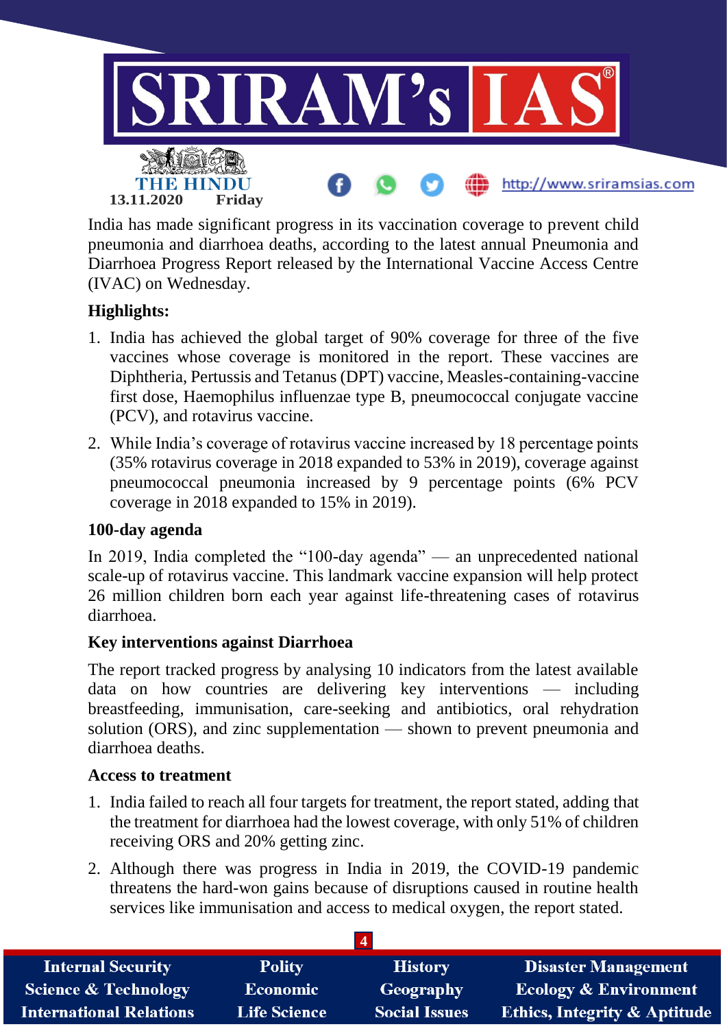India has made significant progress in its vaccination coverage to prevent child pneumonia and diarrhoea deaths, according to the latest annual Pneumonia and Diarrhoea Progress Report released by the International Vaccine Access Centre (IVAC) on Wednesday.

**Highlights:**

1. India has achieved the global target of 90% coverage for three of the five vaccines whose coverage is monitored in the report. These vaccines are Diphtheria, Pertussis and Tetanus (DPT) vaccine, Measles-containing-vaccine first dose, Haemophilus influenzae type B, pneumococcal conjugate vaccine (PCV), and rotavirus vaccine.
2. While India's coverage of rotavirus vaccine increased by 18 percentage points (35% rotavirus coverage in 2018 expanded to 53% in 2019), coverage against pneumococcal pneumonia increased by 9 percentage points (6% PCV coverage in 2018 expanded to 15% in 2019).

**100-day agenda**

In 2019, India completed the "100-day agenda" — an unprecedented national scale-up of rotavirus vaccine. This landmark vaccine expansion will help protect 26 million children born each year against life-threatening cases of rotavirus diarrhoea.

**Key interventions against Diarrhoea**

The report tracked progress by analysing 10 indicators from the latest available data on how countries are delivering key interventions — including breastfeeding, immunisation, care-seeking and antibiotics, oral rehydration solution (ORS), and zinc supplementation — shown to prevent pneumonia and diarrhoea deaths.

**Access to treatment**

1. India failed to reach all four targets for treatment, the report stated, adding that the treatment for diarrhoea had the lowest coverage, with only 51% of children receiving ORS and 20% getting zinc.
2. Although there was progress in India in 2019, the COVID-19 pandemic threatens the hard-won gains because of disruptions caused in routine health services like immunisation and access to medical oxygen, the report stated.